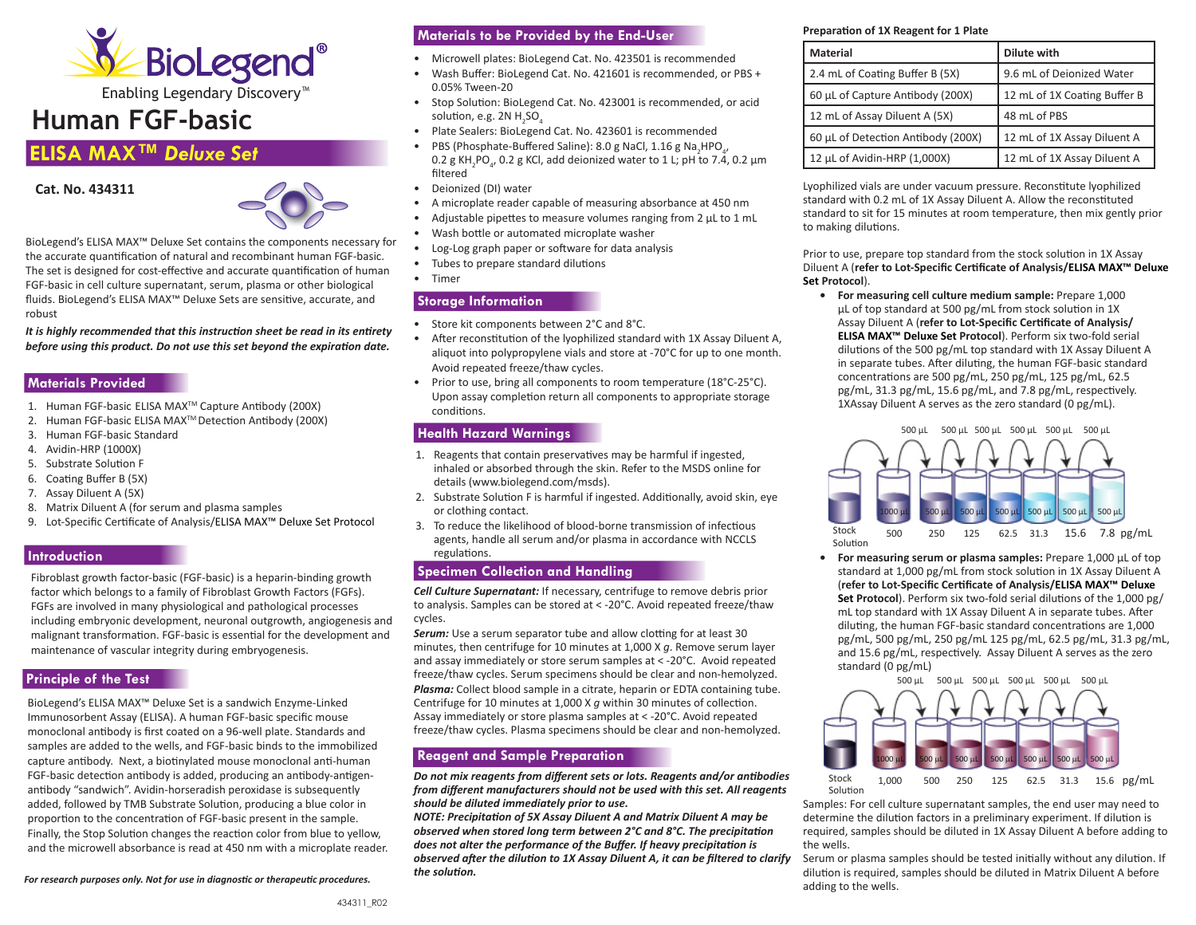# Human FGF-basic

## ELISA MAX™ *Deluxe Set*

**Cat. No. 434311**

BioLegend's ELISA MAX™ Deluxe Set contains the components necessary for the accurate quantification of natural and recombinant human FGF-basic. The set is designed for cost-effective and accurate quantification of human FGF-basic in cell culture supernatant, serum, plasma or other biological fluids. BioLegend's ELISA MAX™ Deluxe Sets are sensitive, accurate, and robust

***It is highly recommended that this instruction sheet be read in its entirety before using this product. Do not use this set beyond the expiration date.***

## Materials Provided

1. Human FGF-basic ELISA MAX™ Capture Antibody (200X)
2. Human FGF-basic ELISA MAX™ Detection Antibody (200X)
3. Human FGF-basic Standard
4. Avidin-HRP (1000X)
5. Substrate Solution F
6. Coating Buffer B (5X)
7. Assay Diluent A (5X)
8. Matrix Diluent A (for serum and plasma samples
9. Lot-Specific Certificate of Analysis/ELISA MAX™ Deluxe Set Protocol

## Introduction

Fibroblast growth factor-basic (FGF-basic) is a heparin-binding growth factor which belongs to a family of Fibroblast Growth Factors (FGFs). FGFs are involved in many physiological and pathological processes including embryonic development, neuronal outgrowth, angiogenesis and malignant transformation. FGF-basic is essential for the development and maintenance of vascular integrity during embryogenesis.

## Principle of the Test

BioLegend's ELISA MAX™ Deluxe Set is a sandwich Enzyme-Linked Immunosorbent Assay (ELISA). A human FGF-basic specific mouse monoclonal antibody is first coated on a 96-well plate. Standards and samples are added to the wells, and FGF-basic binds to the immobilized capture antibody. Next, a biotinylated mouse monoclonal anti-human FGF-basic detection antibody is added, producing an antibody-antigen-antibody "sandwich". Avidin-horseradish peroxidase is subsequently added, followed by TMB Substrate Solution, producing a blue color in proportion to the concentration of FGF-basic present in the sample. Finally, the Stop Solution changes the reaction color from blue to yellow, and the microwell absorbance is read at 450 nm with a microplate reader.

***For research purposes only. Not for use in diagnostic or therapeutic procedures.***

## Materials to be Provided by the End-User

- Microwell plates: BioLegend Cat. No. 423501 is recommended
- Wash Buffer: BioLegend Cat. No. 421601 is recommended, or PBS + 0.05% Tween-20
- Stop Solution: BioLegend Cat. No. 423001 is recommended, or acid solution, e.g. 2N $H_2SO_4$
- Plate Sealers: BioLegend Cat. No. 423601 is recommended
- PBS (Phosphate-Buffered Saline): 8.0 g NaCl, 1.16 g $Na_2HPO_4$, 0.2 g $KH_2PO_4$, 0.2 g KCl, add deionized water to 1 L; pH to 7.4, 0.2 µm filtered
- Deionized (DI) water
- A microplate reader capable of measuring absorbance at 450 nm
- Adjustable pipettes to measure volumes ranging from 2 µL to 1 mL
- Wash bottle or automated microplate washer
- Log-Log graph paper or software for data analysis
- Tubes to prepare standard dilutions
- Timer

## Storage Information

- Store kit components between 2°C and 8°C.
- After reconstitution of the lyophilized standard with 1X Assay Diluent A, aliquot into polypropylene vials and store at -70°C for up to one month. Avoid repeated freeze/thaw cycles.
- Prior to use, bring all components to room temperature (18°C-25°C). Upon assay completion return all components to appropriate storage conditions.

## Health Hazard Warnings

1. Reagents that contain preservatives may be harmful if ingested, inhaled or absorbed through the skin. Refer to the MSDS online for details (www.biolegend.com/msds).
2. Substrate Solution F is harmful if ingested. Additionally, avoid skin, eye or clothing contact.
3. To reduce the likelihood of blood-borne transmission of infectious agents, handle all serum and/or plasma in accordance with NCCLS regulations.

## Specimen Collection and Handling

***Cell Culture Supernatant:*** If necessary, centrifuge to remove debris prior to analysis. Samples can be stored at < -20°C. Avoid repeated freeze/thaw cycles.

***Serum:*** Use a serum separator tube and allow clotting for at least 30 minutes, then centrifuge for 10 minutes at 1,000 X *g*. Remove serum layer and assay immediately or store serum samples at < -20°C. Avoid repeated freeze/thaw cycles. Serum specimens should be clear and non-hemolyzed.

***Plasma:*** Collect blood sample in a citrate, heparin or EDTA containing tube. Centrifuge for 10 minutes at 1,000 X *g* within 30 minutes of collection. Assay immediately or store plasma samples at < -20°C. Avoid repeated freeze/thaw cycles. Plasma specimens should be clear and non-hemolyzed.

## Reagent and Sample Preparation

***Do not mix reagents from different sets or lots. Reagents and/or antibodies from different manufacturers should not be used with this set. All reagents should be diluted immediately prior to use.***

***NOTE: Precipitation of 5X Assay Diluent A and Matrix Diluent A may be observed when stored long term between 2°C and 8°C. The precipitation does not alter the performance of the Buffer. If heavy precipitation is observed after the dilution to 1X Assay Diluent A, it can be filtered to clarify the solution.***

**Preparation of 1X Reagent for 1 Plate**

| Material | Dilute with |
|---|---|
| 2.4 mL of Coating Buffer B (5X) | 9.6 mL of Deionized Water |
| 60 µL of Capture Antibody (200X) | 12 mL of 1X Coating Buffer B |
| 12 mL of Assay Diluent A (5X) | 48 mL of PBS |
| 60 µL of Detection Antibody (200X) | 12 mL of 1X Assay Diluent A |
| 12 µL of Avidin-HRP (1,000X) | 12 mL of 1X Assay Diluent A |

Lyophilized vials are under vacuum pressure. Reconstitute lyophilized standard with 0.2 mL of 1X Assay Diluent A. Allow the reconstituted standard to sit for 15 minutes at room temperature, then mix gently prior to making dilutions.

Prior to use, prepare top standard from the stock solution in 1X Assay Diluent A (**refer to Lot-Specific Certificate of Analysis/ELISA MAX™ Deluxe Set Protocol**).

- **For measuring cell culture medium sample:** Prepare 1,000 µL of top standard at 500 pg/mL from stock solution in 1X Assay Diluent A (**refer to Lot-Specific Certificate of Analysis/ ELISA MAX™ Deluxe Set Protocol**). Perform six two-fold serial dilutions of the 500 pg/mL top standard with 1X Assay Diluent A in separate tubes. After diluting, the human FGF-basic standard concentrations are 500 pg/mL, 250 pg/mL, 125 pg/mL, 62.5 pg/mL, 31.3 pg/mL, 15.6 pg/mL, and 7.8 pg/mL, respectively. 1XAssay Diluent A serves as the zero standard (0 pg/mL).

  Stock Solution → 500 µL transfers; tubes: 1000 µL (500), 500 µL (250), 500 µL (125), 500 µL (62.5), 500 µL (31.3), 500 µL (15.6), 500 µL (7.8) pg/mL

- **For measuring serum or plasma samples:** Prepare 1,000 µL of top standard at 1,000 pg/mL from stock solution in 1X Assay Diluent A (**refer to Lot-Specific Certificate of Analysis/ELISA MAX™ Deluxe Set Protocol**). Perform six two-fold serial dilutions of the 1,000 pg/mL top standard with 1X Assay Diluent A in separate tubes. After diluting, the human FGF-basic standard concentrations are 1,000 pg/mL, 500 pg/mL, 250 pg/mL 125 pg/mL, 62.5 pg/mL, 31.3 pg/mL, and 15.6 pg/mL, respectively. Assay Diluent A serves as the zero standard (0 pg/mL)

  Stock Solution → 500 µL transfers; tubes: 1000 µL (1,000), 500 µL (500), 500 µL (250), 500 µL (125), 500 µL (62.5), 500 µL (31.3), 500 µL (15.6) pg/mL

Samples: For cell culture supernatant samples, the end user may need to determine the dilution factors in a preliminary experiment. If dilution is required, samples should be diluted in 1X Assay Diluent A before adding to the wells.

Serum or plasma samples should be tested initially without any dilution. If dilution is required, samples should be diluted in Matrix Diluent A before adding to the wells.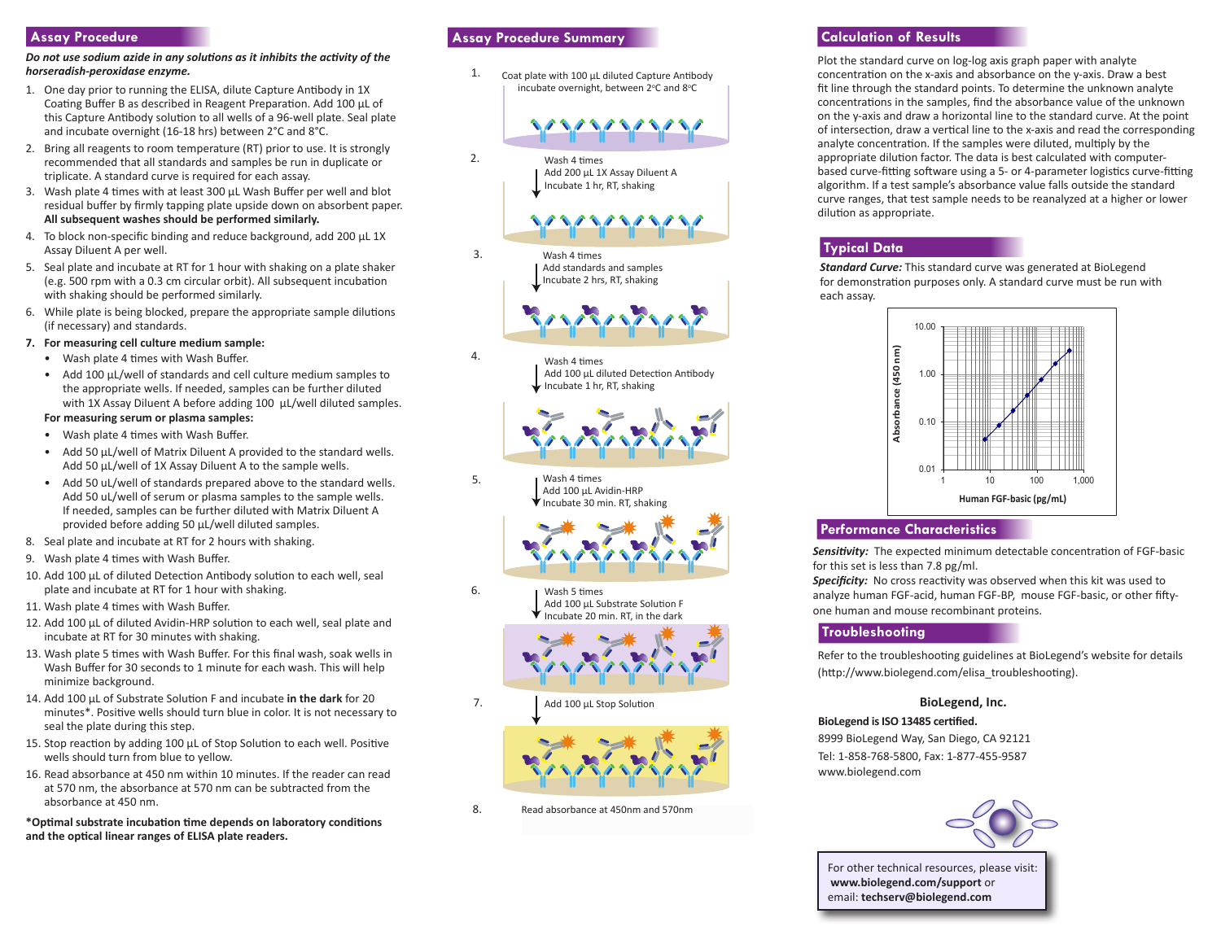## Assay Procedure

***Do not use sodium azide in any solutions as it inhibits the activity of the horseradish-peroxidase enzyme.***

1. One day prior to running the ELISA, dilute Capture Antibody in 1X Coating Buffer B as described in Reagent Preparation. Add 100 µL of this Capture Antibody solution to all wells of a 96-well plate. Seal plate and incubate overnight (16-18 hrs) between 2°C and 8°C.
2. Bring all reagents to room temperature (RT) prior to use. It is strongly recommended that all standards and samples be run in duplicate or triplicate. A standard curve is required for each assay.
3. Wash plate 4 times with at least 300 µL Wash Buffer per well and blot residual buffer by firmly tapping plate upside down on absorbent paper. **All subsequent washes should be performed similarly.**
4. To block non-specific binding and reduce background, add 200 µL 1X Assay Diluent A per well.
5. Seal plate and incubate at RT for 1 hour with shaking on a plate shaker (e.g. 500 rpm with a 0.3 cm circular orbit). All subsequent incubation with shaking should be performed similarly.
6. While plate is being blocked, prepare the appropriate sample dilutions (if necessary) and standards.
7. **For measuring cell culture medium sample:**
   - Wash plate 4 times with Wash Buffer.
   - Add 100 µL/well of standards and cell culture medium samples to the appropriate wells. If needed, samples can be further diluted with 1X Assay Diluent A before adding 100 µL/well diluted samples.

   **For measuring serum or plasma samples:**
   - Wash plate 4 times with Wash Buffer.
   - Add 50 µL/well of Matrix Diluent A provided to the standard wells. Add 50 µL/well of 1X Assay Diluent A to the sample wells.
   - Add 50 uL/well of standards prepared above to the standard wells. Add 50 uL/well of serum or plasma samples to the sample wells. If needed, samples can be further diluted with Matrix Diluent A provided before adding 50 µL/well diluted samples.
8. Seal plate and incubate at RT for 2 hours with shaking.
9. Wash plate 4 times with Wash Buffer.
10. Add 100 µL of diluted Detection Antibody solution to each well, seal plate and incubate at RT for 1 hour with shaking.
11. Wash plate 4 times with Wash Buffer.
12. Add 100 µL of diluted Avidin-HRP solution to each well, seal plate and incubate at RT for 30 minutes with shaking.
13. Wash plate 5 times with Wash Buffer. For this final wash, soak wells in Wash Buffer for 30 seconds to 1 minute for each wash. This will help minimize background.
14. Add 100 µL of Substrate Solution F and incubate **in the dark** for 20 minutes*. Positive wells should turn blue in color. It is not necessary to seal the plate during this step.
15. Stop reaction by adding 100 µL of Stop Solution to each well. Positive wells should turn from blue to yellow.
16. Read absorbance at 450 nm within 10 minutes. If the reader can read at 570 nm, the absorbance at 570 nm can be subtracted from the absorbance at 450 nm.

**\*Optimal substrate incubation time depends on laboratory conditions and the optical linear ranges of ELISA plate readers.**

## Assay Procedure Summary

1. Coat plate with 100 µL diluted Capture Antibody incubate overnight, between 2°C and 8°C
2. Wash 4 times
   Add 200 µL 1X Assay Diluent A
   Incubate 1 hr, RT, shaking
3. Wash 4 times
   Add standards and samples
   Incubate 2 hrs, RT, shaking
4. Wash 4 times
   Add 100 µL diluted Detection Antibody
   Incubate 1 hr, RT, shaking
5. Wash 4 times
   Add 100 µL Avidin-HRP
   Incubate 30 min. RT, shaking
6. Wash 5 times
   Add 100 µL Substrate Solution F
   Incubate 20 min. RT, in the dark
7. Add 100 µL Stop Solution
8. Read absorbance at 450nm and 570nm

## Calculation of Results

Plot the standard curve on log-log axis graph paper with analyte concentration on the x-axis and absorbance on the y-axis. Draw a best fit line through the standard points. To determine the unknown analyte concentrations in the samples, find the absorbance value of the unknown on the y-axis and draw a horizontal line to the standard curve. At the point of intersection, draw a vertical line to the x-axis and read the corresponding analyte concentration. If the samples were diluted, multiply by the appropriate dilution factor. The data is best calculated with computer-based curve-fitting software using a 5- or 4-parameter logistics curve-fitting algorithm. If a test sample's absorbance value falls outside the standard curve ranges, that test sample needs to be reanalyzed at a higher or lower dilution as appropriate.

## Typical Data

***Standard Curve:*** This standard curve was generated at BioLegend for demonstration purposes only. A standard curve must be run with each assay.

Absorbance (450 nm)
10.00
1.00
0.10
0.01
1
10
100
1,000
Human FGF-basic (pg/mL)

## Performance Characteristics

***Sensitivity:*** The expected minimum detectable concentration of FGF-basic for this set is less than 7.8 pg/ml.

***Specificity:*** No cross reactivity was observed when this kit was used to analyze human FGF-acid, human FGF-BP, mouse FGF-basic, or other fifty-one human and mouse recombinant proteins.

## Troubleshooting

Refer to the troubleshooting guidelines at BioLegend's website for details (http://www.biolegend.com/elisa_troubleshooting).

**BioLegend, Inc.**

**BioLegend is ISO 13485 certified.**
8999 BioLegend Way, San Diego, CA 92121
Tel: 1-858-768-5800, Fax: 1-877-455-9587
www.biolegend.com

For other technical resources, please visit: **www.biolegend.com/support** or email: **techserv@biolegend.com**